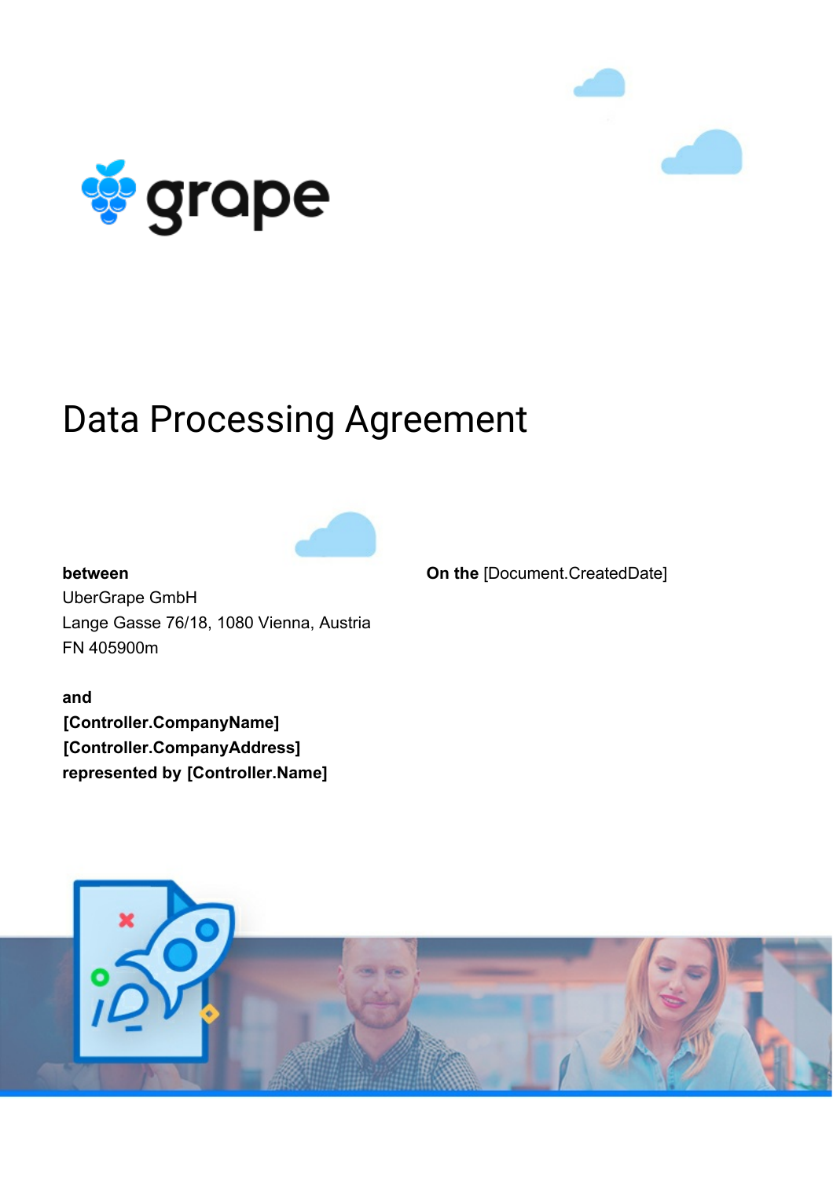grape

# Data Processing Agreement

**between**
UberGrape GmbH
Lange Gasse 76/18, 1080 Vienna, Austria
FN 405900m

**and**
**[Controller.CompanyName]**
**[Controller.CompanyAddress]**
**represented by [Controller.Name]**

**On the** [Document.CreatedDate]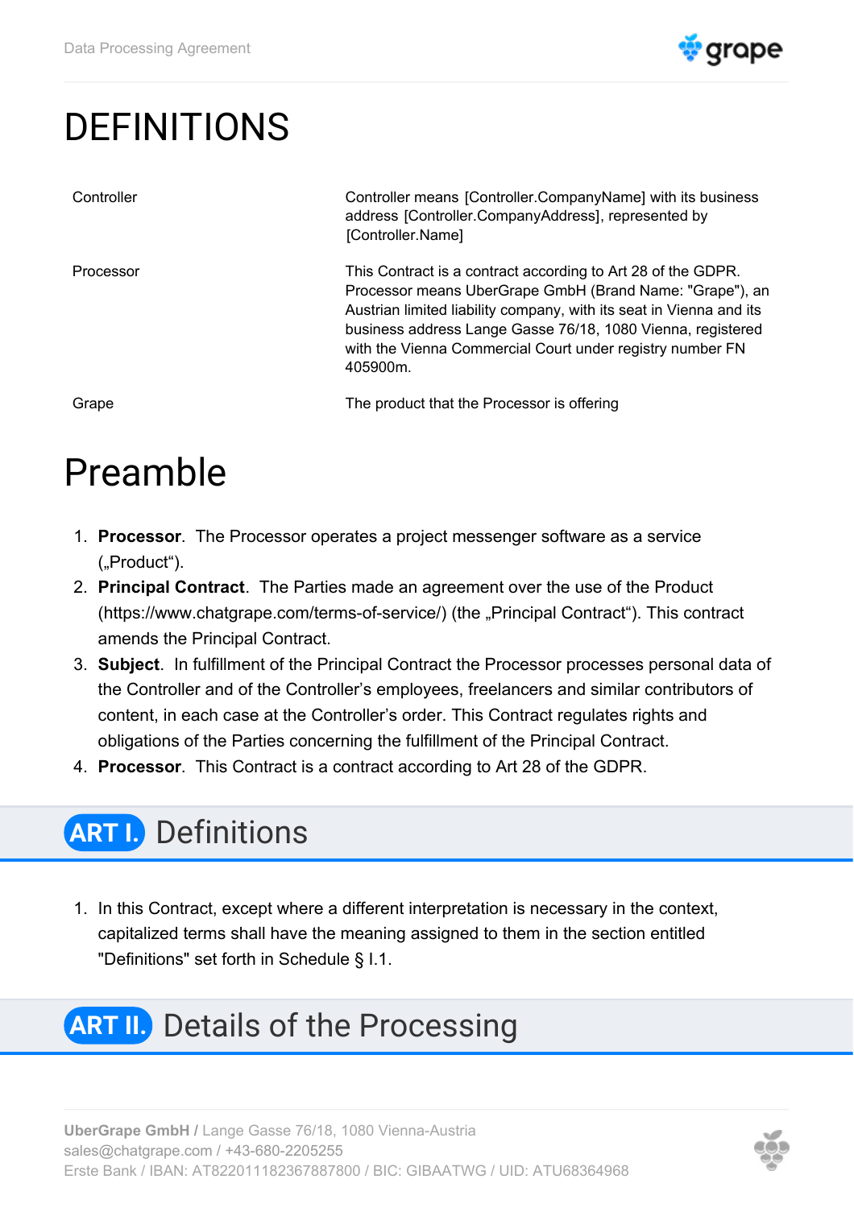# DEFINITIONS

| | |
|---|---|
| Controller | Controller means [Controller.CompanyName] with its business address [Controller.CompanyAddress], represented by [Controller.Name] |
| Processor | This Contract is a contract according to Art 28 of the GDPR. Processor means UberGrape GmbH (Brand Name: "Grape"), an Austrian limited liability company, with its seat in Vienna and its business address Lange Gasse 76/18, 1080 Vienna, registered with the Vienna Commercial Court under registry number FN 405900m. |
| Grape | The product that the Processor is offering |

# Preamble

1. **Processor**. The Processor operates a project messenger software as a service („Product").
2. **Principal Contract**. The Parties made an agreement over the use of the Product (https://www.chatgrape.com/terms-of-service/) (the „Principal Contract"). This contract amends the Principal Contract.
3. **Subject**. In fulfillment of the Principal Contract the Processor processes personal data of the Controller and of the Controller's employees, freelancers and similar contributors of content, in each case at the Controller's order. This Contract regulates rights and obligations of the Parties concerning the fulfillment of the Principal Contract.
4. **Processor**. This Contract is a contract according to Art 28 of the GDPR.

## ART I. Definitions

1. In this Contract, except where a different interpretation is necessary in the context, capitalized terms shall have the meaning assigned to them in the section entitled "Definitions" set forth in Schedule § I.1.

## ART II. Details of the Processing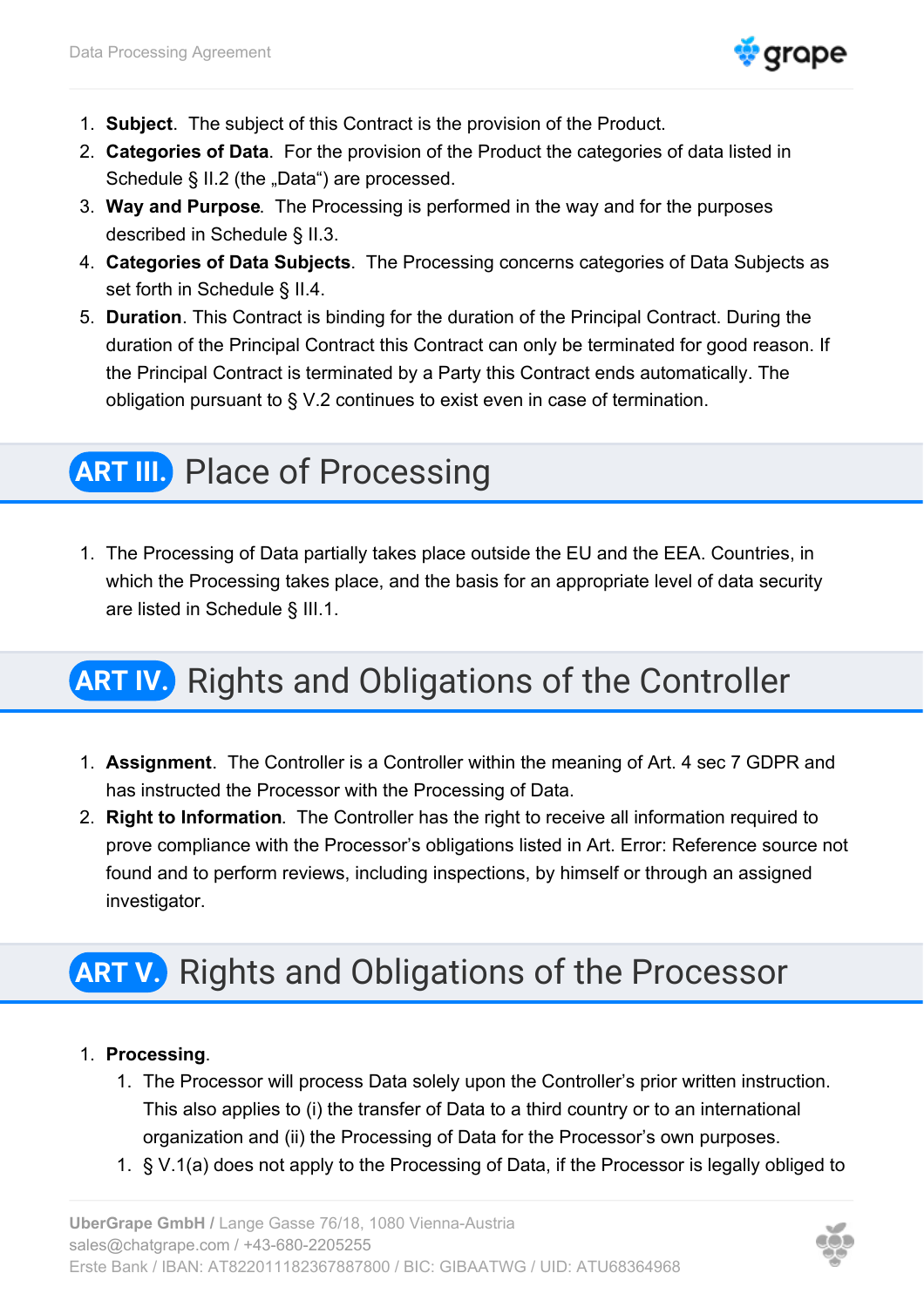1. **Subject**. The subject of this Contract is the provision of the Product.
2. **Categories of Data**. For the provision of the Product the categories of data listed in Schedule § II.2 (the „Data") are processed.
3. **Way and Purpose**. The Processing is performed in the way and for the purposes described in Schedule § II.3.
4. **Categories of Data Subjects**. The Processing concerns categories of Data Subjects as set forth in Schedule § II.4.
5. **Duration**. This Contract is binding for the duration of the Principal Contract. During the duration of the Principal Contract this Contract can only be terminated for good reason. If the Principal Contract is terminated by a Party this Contract ends automatically. The obligation pursuant to § V.2 continues to exist even in case of termination.

## ART III. Place of Processing

1. The Processing of Data partially takes place outside the EU and the EEA. Countries, in which the Processing takes place, and the basis for an appropriate level of data security are listed in Schedule § III.1.

## ART IV. Rights and Obligations of the Controller

1. **Assignment**. The Controller is a Controller within the meaning of Art. 4 sec 7 GDPR and has instructed the Processor with the Processing of Data.
2. **Right to Information**. The Controller has the right to receive all information required to prove compliance with the Processor's obligations listed in Art. Error: Reference source not found and to perform reviews, including inspections, by himself or through an assigned investigator.

## ART V. Rights and Obligations of the Processor

1. **Processing**.
    1. The Processor will process Data solely upon the Controller's prior written instruction. This also applies to (i) the transfer of Data to a third country or to an international organization and (ii) the Processing of Data for the Processor's own purposes.
    1. § V.1(a) does not apply to the Processing of Data, if the Processor is legally obliged to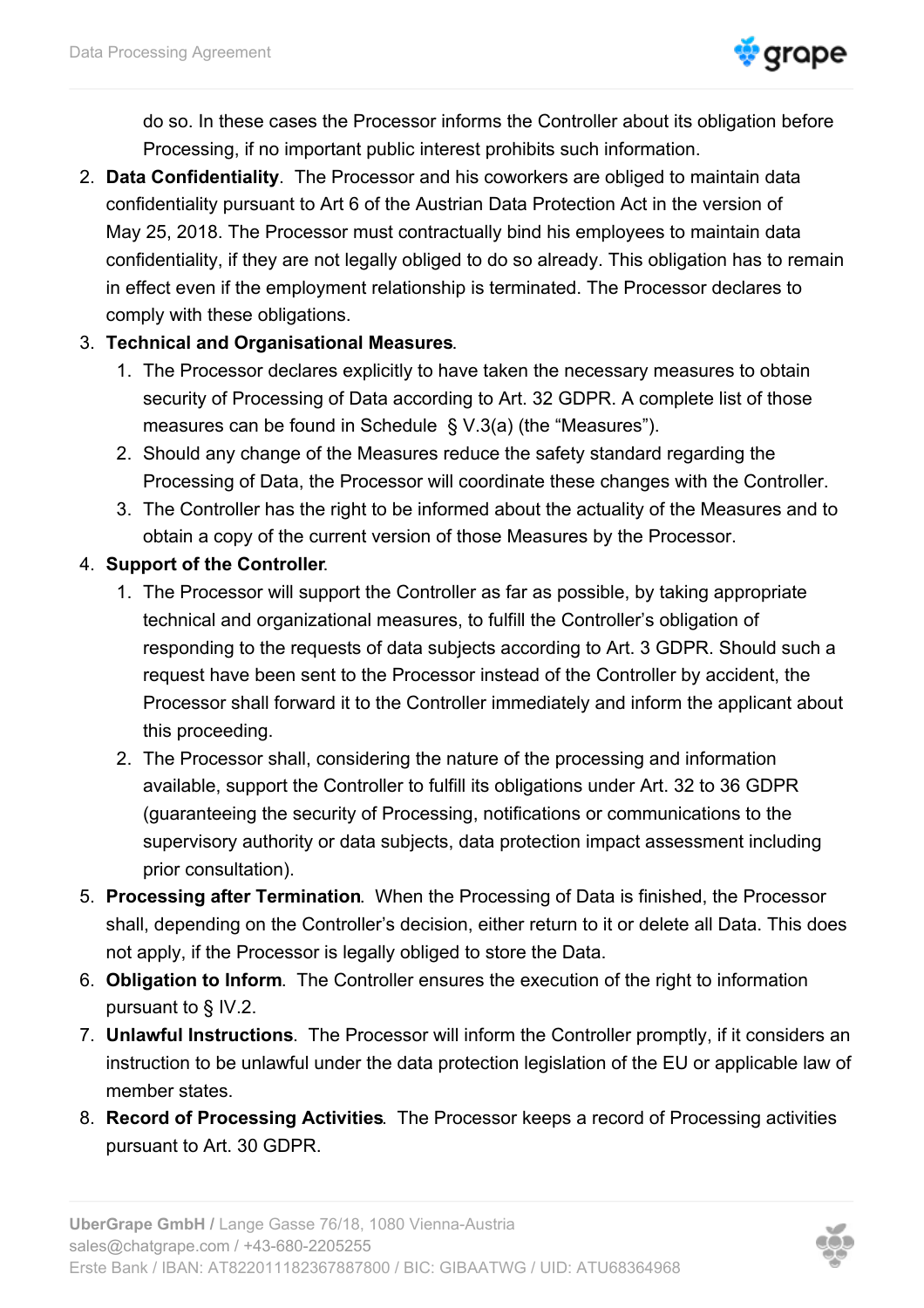do so. In these cases the Processor informs the Controller about its obligation before Processing, if no important public interest prohibits such information.

2. **Data Confidentiality**. The Processor and his coworkers are obliged to maintain data confidentiality pursuant to Art 6 of the Austrian Data Protection Act in the version of May 25, 2018. The Processor must contractually bind his employees to maintain data confidentiality, if they are not legally obliged to do so already. This obligation has to remain in effect even if the employment relationship is terminated. The Processor declares to comply with these obligations.
3. **Technical and Organisational Measures**.
   1. The Processor declares explicitly to have taken the necessary measures to obtain security of Processing of Data according to Art. 32 GDPR. A complete list of those measures can be found in Schedule § V.3(a) (the "Measures").
   2. Should any change of the Measures reduce the safety standard regarding the Processing of Data, the Processor will coordinate these changes with the Controller.
   3. The Controller has the right to be informed about the actuality of the Measures and to obtain a copy of the current version of those Measures by the Processor.
4. **Support of the Controller**.
   1. The Processor will support the Controller as far as possible, by taking appropriate technical and organizational measures, to fulfill the Controller's obligation of responding to the requests of data subjects according to Art. 3 GDPR. Should such a request have been sent to the Processor instead of the Controller by accident, the Processor shall forward it to the Controller immediately and inform the applicant about this proceeding.
   2. The Processor shall, considering the nature of the processing and information available, support the Controller to fulfill its obligations under Art. 32 to 36 GDPR (guaranteeing the security of Processing, notifications or communications to the supervisory authority or data subjects, data protection impact assessment including prior consultation).
5. **Processing after Termination**. When the Processing of Data is finished, the Processor shall, depending on the Controller's decision, either return to it or delete all Data. This does not apply, if the Processor is legally obliged to store the Data.
6. **Obligation to Inform**. The Controller ensures the execution of the right to information pursuant to § IV.2.
7. **Unlawful Instructions**. The Processor will inform the Controller promptly, if it considers an instruction to be unlawful under the data protection legislation of the EU or applicable law of member states.
8. **Record of Processing Activities**. The Processor keeps a record of Processing activities pursuant to Art. 30 GDPR.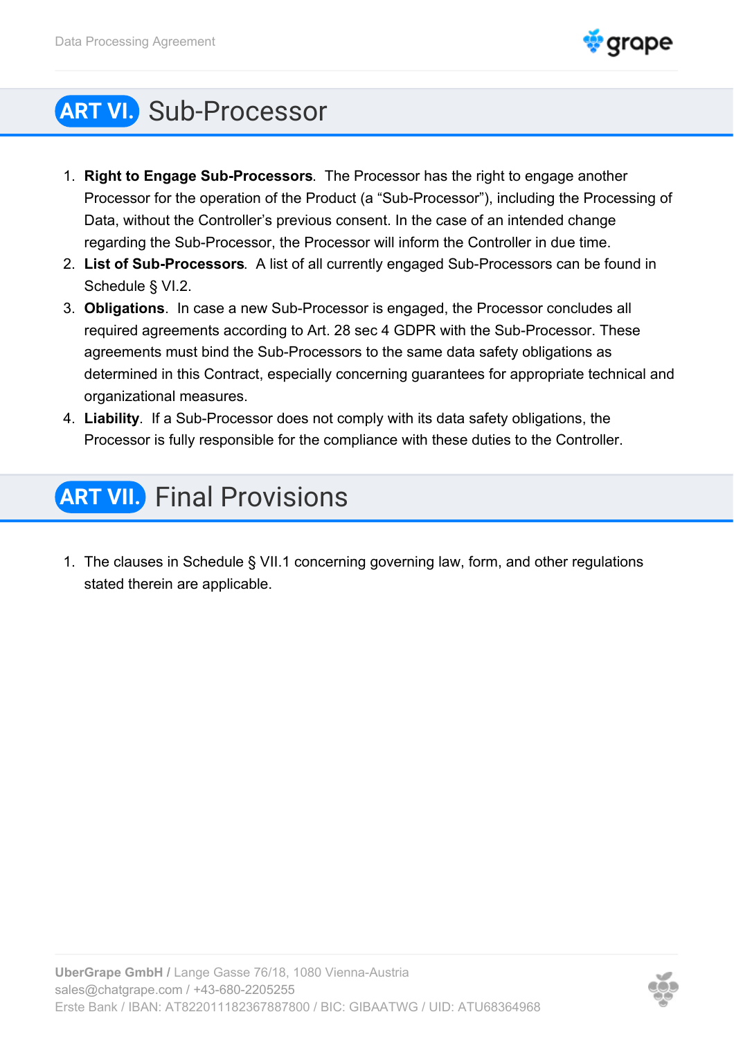## ART VI. Sub-Processor

1. **Right to Engage Sub-Processors**. The Processor has the right to engage another Processor for the operation of the Product (a "Sub-Processor"), including the Processing of Data, without the Controller's previous consent. In the case of an intended change regarding the Sub-Processor, the Processor will inform the Controller in due time.
2. **List of Sub-Processors**. A list of all currently engaged Sub-Processors can be found in Schedule § VI.2.
3. **Obligations**. In case a new Sub-Processor is engaged, the Processor concludes all required agreements according to Art. 28 sec 4 GDPR with the Sub-Processor. These agreements must bind the Sub-Processors to the same data safety obligations as determined in this Contract, especially concerning guarantees for appropriate technical and organizational measures.
4. **Liability**. If a Sub-Processor does not comply with its data safety obligations, the Processor is fully responsible for the compliance with these duties to the Controller.

## ART VII. Final Provisions

1. The clauses in Schedule § VII.1 concerning governing law, form, and other regulations stated therein are applicable.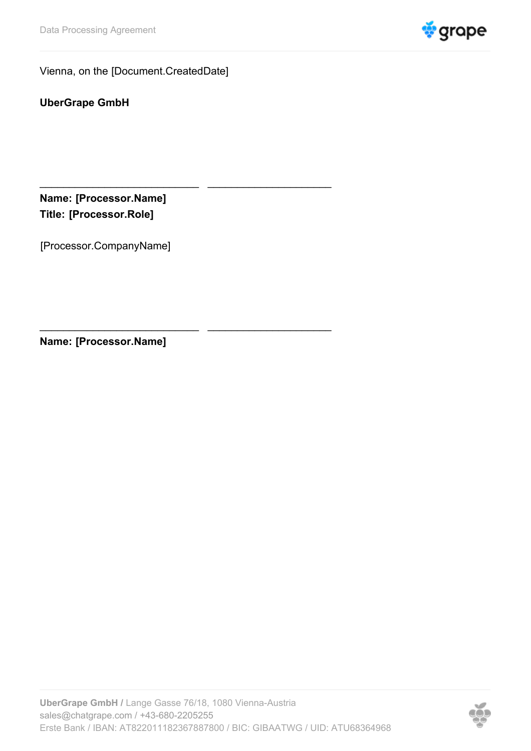Vienna, on the [Document.CreatedDate]

**UberGrape GmbH**

\_\_\_\_\_\_\_\_\_\_\_\_\_\_\_\_\_\_\_\_\_\_\_\_\_\_\_\_\_\_ \_\_\_\_\_\_\_\_\_\_\_\_\_\_\_\_\_\_\_\_\_\_\_

**Name: [Processor.Name]**
**Title: [Processor.Role]**

[Processor.CompanyName]

\_\_\_\_\_\_\_\_\_\_\_\_\_\_\_\_\_\_\_\_\_\_\_\_\_\_\_\_\_\_ \_\_\_\_\_\_\_\_\_\_\_\_\_\_\_\_\_\_\_\_\_\_\_

**Name: [Processor.Name]**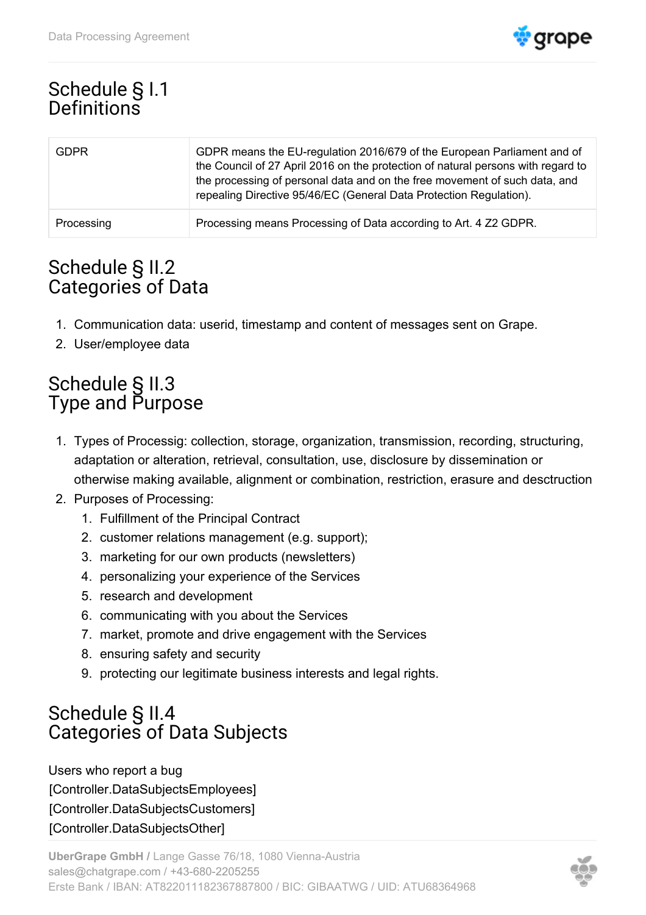# Schedule § I.1
# Definitions

| | |
|---|---|
| GDPR | GDPR means the EU-regulation 2016/679 of the European Parliament and of the Council of 27 April 2016 on the protection of natural persons with regard to the processing of personal data and on the free movement of such data, and repealing Directive 95/46/EC (General Data Protection Regulation). |
| Processing | Processing means Processing of Data according to Art. 4 Z2 GDPR. |

# Schedule § II.2
# Categories of Data

1. Communication data: userid, timestamp and content of messages sent on Grape.
2. User/employee data

# Schedule § II.3
# Type and Purpose

1. Types of Processig: collection, storage, organization, transmission, recording, structuring, adaptation or alteration, retrieval, consultation, use, disclosure by dissemination or otherwise making available, alignment or combination, restriction, erasure and desctruction
2. Purposes of Processing:
   1. Fulfillment of the Principal Contract
   2. customer relations management (e.g. support);
   3. marketing for our own products (newsletters)
   4. personalizing your experience of the Services
   5. research and development
   6. communicating with you about the Services
   7. market, promote and drive engagement with the Services
   8. ensuring safety and security
   9. protecting our legitimate business interests and legal rights.

# Schedule § II.4
# Categories of Data Subjects

Users who report a bug
[Controller.DataSubjectsEmployees]
[Controller.DataSubjectsCustomers]
[Controller.DataSubjectsOther]

**UberGrape GmbH /** Lange Gasse 76/18, 1080 Vienna-Austria
sales@chatgrape.com / +43-680-2205255
Erste Bank / IBAN: AT822011182367887800 / BIC: GIBAATWG / UID: ATU68364968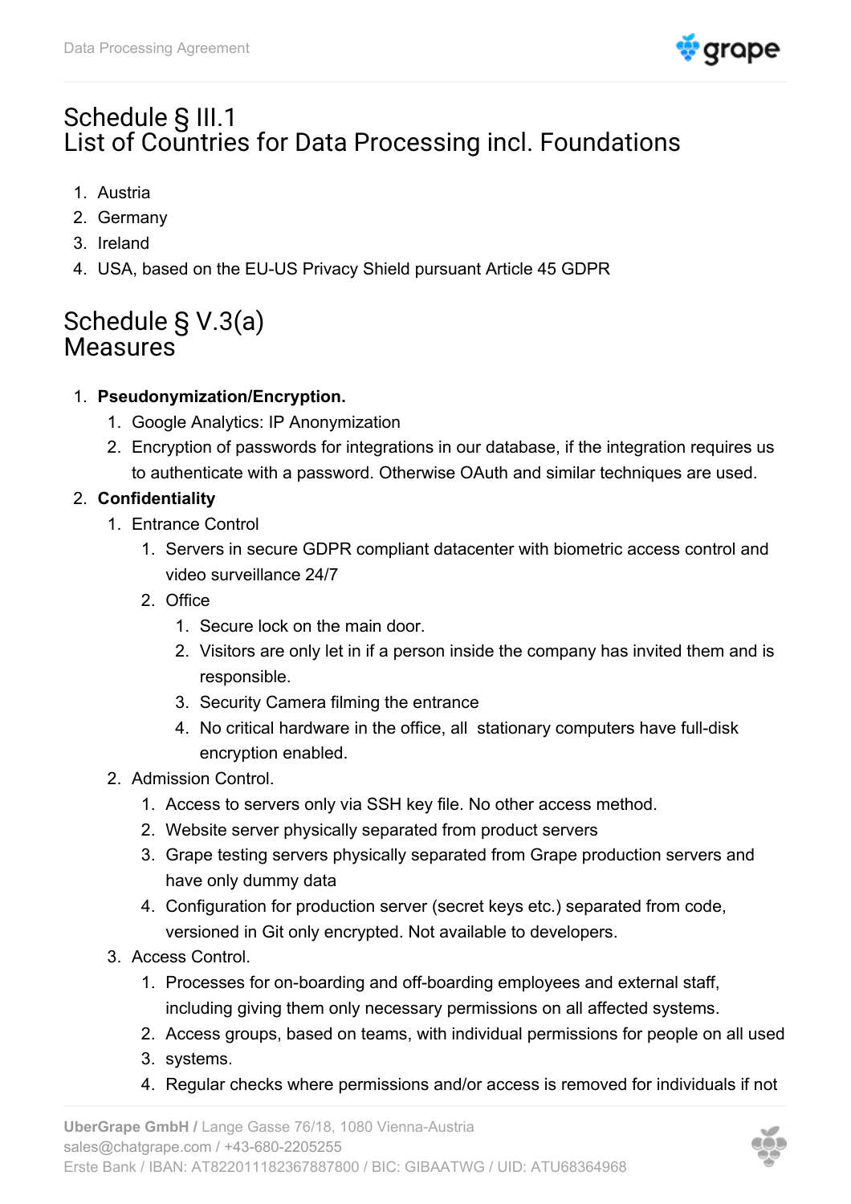# Schedule § III.1
# List of Countries for Data Processing incl. Foundations

1. Austria
2. Germany
3. Ireland
4. USA, based on the EU-US Privacy Shield pursuant Article 45 GDPR

# Schedule § V.3(a)
# Measures

1. **Pseudonymization/Encryption.**
    1. Google Analytics: IP Anonymization
    2. Encryption of passwords for integrations in our database, if the integration requires us to authenticate with a password. Otherwise OAuth and similar techniques are used.
2. **Confidentiality**
    1. Entrance Control
        1. Servers in secure GDPR compliant datacenter with biometric access control and video surveillance 24/7
        2. Office
            1. Secure lock on the main door.
            2. Visitors are only let in if a person inside the company has invited them and is responsible.
            3. Security Camera filming the entrance
            4. No critical hardware in the office, all stationary computers have full-disk encryption enabled.
    2. Admission Control.
        1. Access to servers only via SSH key file. No other access method.
        2. Website server physically separated from product servers
        3. Grape testing servers physically separated from Grape production servers and have only dummy data
        4. Configuration for production server (secret keys etc.) separated from code, versioned in Git only encrypted. Not available to developers.
    3. Access Control.
        1. Processes for on-boarding and off-boarding employees and external staff, including giving them only necessary permissions on all affected systems.
        2. Access groups, based on teams, with individual permissions for people on all used
        3. systems.
        4. Regular checks where permissions and/or access is removed for individuals if not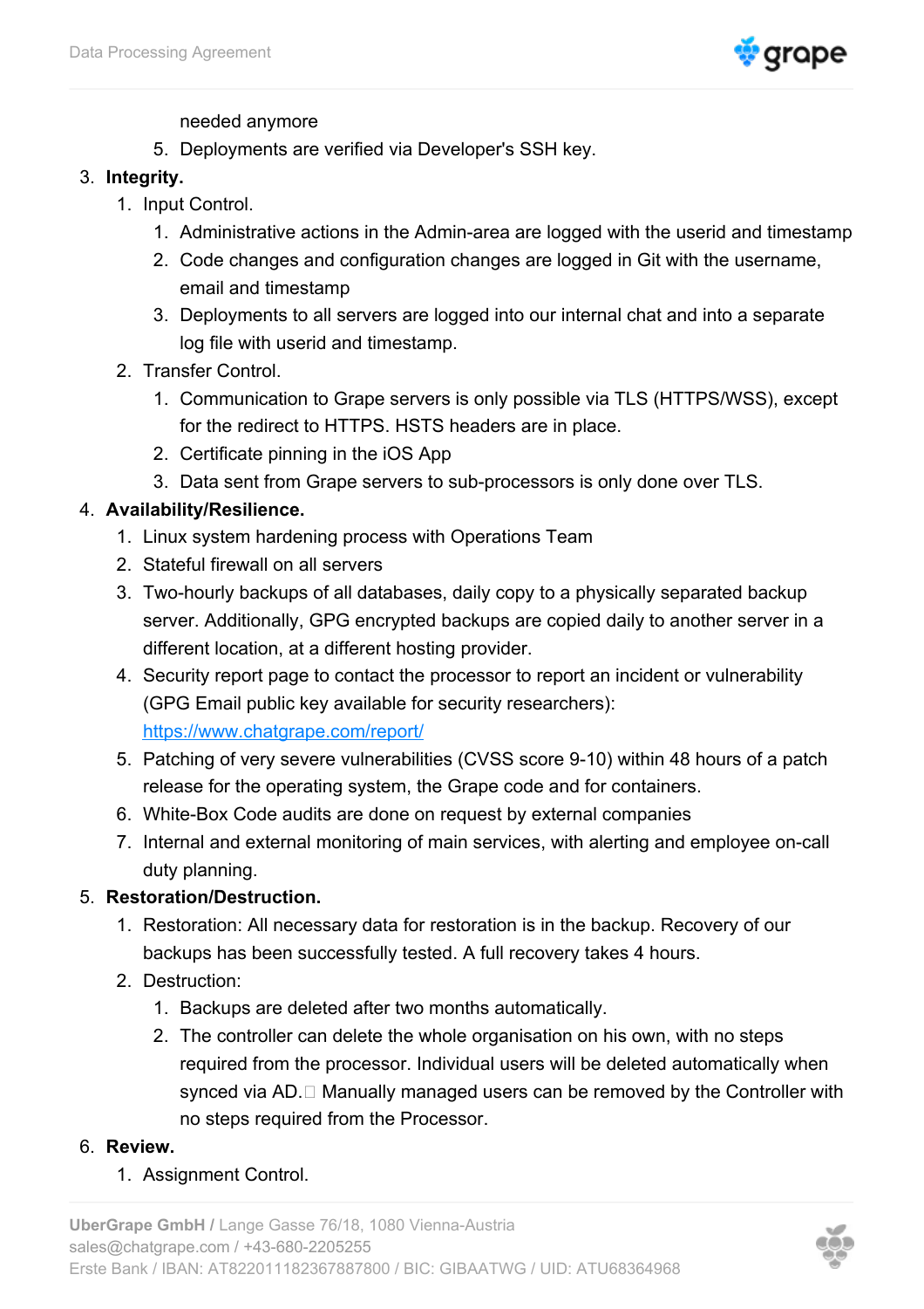needed anymore
   5. Deployments are verified via Developer's SSH key.

3. **Integrity.**
   1. Input Control.
      1. Administrative actions in the Admin-area are logged with the userid and timestamp
      2. Code changes and configuration changes are logged in Git with the username, email and timestamp
      3. Deployments to all servers are logged into our internal chat and into a separate log file with userid and timestamp.
   2. Transfer Control.
      1. Communication to Grape servers is only possible via TLS (HTTPS/WSS), except for the redirect to HTTPS. HSTS headers are in place.
      2. Certificate pinning in the iOS App
      3. Data sent from Grape servers to sub-processors is only done over TLS.
4. **Availability/Resilience.**
   1. Linux system hardening process with Operations Team
   2. Stateful firewall on all servers
   3. Two-hourly backups of all databases, daily copy to a physically separated backup server. Additionally, GPG encrypted backups are copied daily to another server in a different location, at a different hosting provider.
   4. Security report page to contact the processor to report an incident or vulnerability (GPG Email public key available for security researchers): [https://www.chatgrape.com/report/](https://www.chatgrape.com/report/)
   5. Patching of very severe vulnerabilities (CVSS score 9-10) within 48 hours of a patch release for the operating system, the Grape code and for containers.
   6. White-Box Code audits are done on request by external companies
   7. Internal and external monitoring of main services, with alerting and employee on-call duty planning.
5. **Restoration/Destruction.**
   1. Restoration: All necessary data for restoration is in the backup. Recovery of our backups has been successfully tested. A full recovery takes 4 hours.
   2. Destruction:
      1. Backups are deleted after two months automatically.
      2. The controller can delete the whole organisation on his own, with no steps required from the processor. Individual users will be deleted automatically when synced via AD. Manually managed users can be removed by the Controller with no steps required from the Processor.
6. **Review.**
   1. Assignment Control.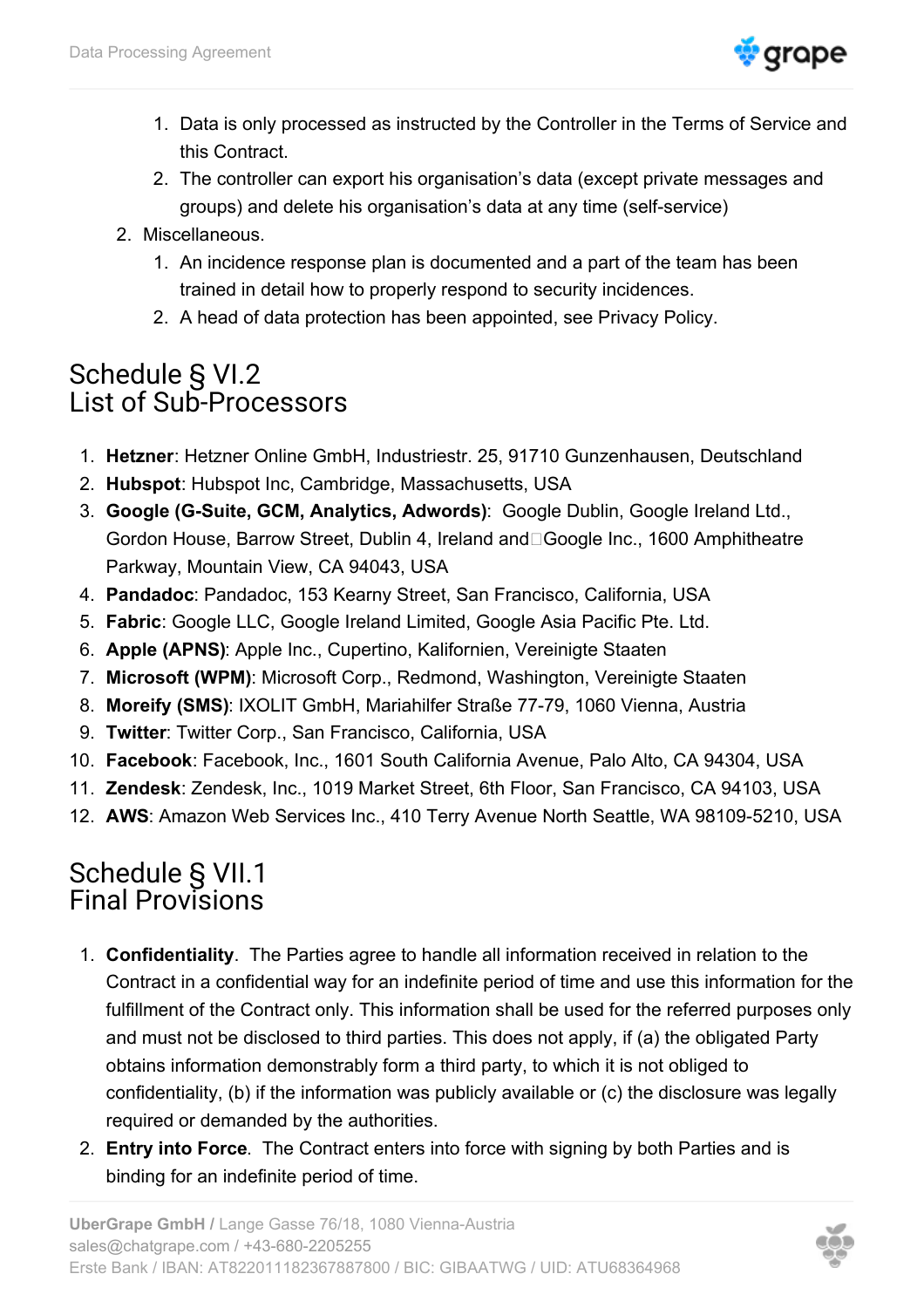1. Data is only processed as instructed by the Controller in the Terms of Service and this Contract.
    2. The controller can export his organisation's data (except private messages and groups) and delete his organisation's data at any time (self-service)
2. Miscellaneous.
    1. An incidence response plan is documented and a part of the team has been trained in detail how to properly respond to security incidences.
    2. A head of data protection has been appointed, see Privacy Policy.

# Schedule § VI.2
# List of Sub-Processors

1. **Hetzner**: Hetzner Online GmbH, Industriestr. 25, 91710 Gunzenhausen, Deutschland
2. **Hubspot**: Hubspot Inc, Cambridge, Massachusetts, USA
3. **Google (G-Suite, GCM, Analytics, Adwords)**: Google Dublin, Google Ireland Ltd., Gordon House, Barrow Street, Dublin 4, Ireland and Google Inc., 1600 Amphitheatre Parkway, Mountain View, CA 94043, USA
4. **Pandadoc**: Pandadoc, 153 Kearny Street, San Francisco, California, USA
5. **Fabric**: Google LLC, Google Ireland Limited, Google Asia Pacific Pte. Ltd.
6. **Apple (APNS)**: Apple Inc., Cupertino, Kalifornien, Vereinigte Staaten
7. **Microsoft (WPM)**: Microsoft Corp., Redmond, Washington, Vereinigte Staaten
8. **Moreify (SMS)**: IXOLIT GmbH, Mariahilfer Straße 77-79, 1060 Vienna, Austria
9. **Twitter**: Twitter Corp., San Francisco, California, USA
10. **Facebook**: Facebook, Inc., 1601 South California Avenue, Palo Alto, CA 94304, USA
11. **Zendesk**: Zendesk, Inc., 1019 Market Street, 6th Floor, San Francisco, CA 94103, USA
12. **AWS**: Amazon Web Services Inc., 410 Terry Avenue North Seattle, WA 98109-5210, USA

# Schedule § VII.1
# Final Provisions

1. **Confidentiality**. The Parties agree to handle all information received in relation to the Contract in a confidential way for an indefinite period of time and use this information for the fulfillment of the Contract only. This information shall be used for the referred purposes only and must not be disclosed to third parties. This does not apply, if (a) the obligated Party obtains information demonstrably form a third party, to which it is not obliged to confidentiality, (b) if the information was publicly available or (c) the disclosure was legally required or demanded by the authorities.
2. **Entry into Force**. The Contract enters into force with signing by both Parties and is binding for an indefinite period of time.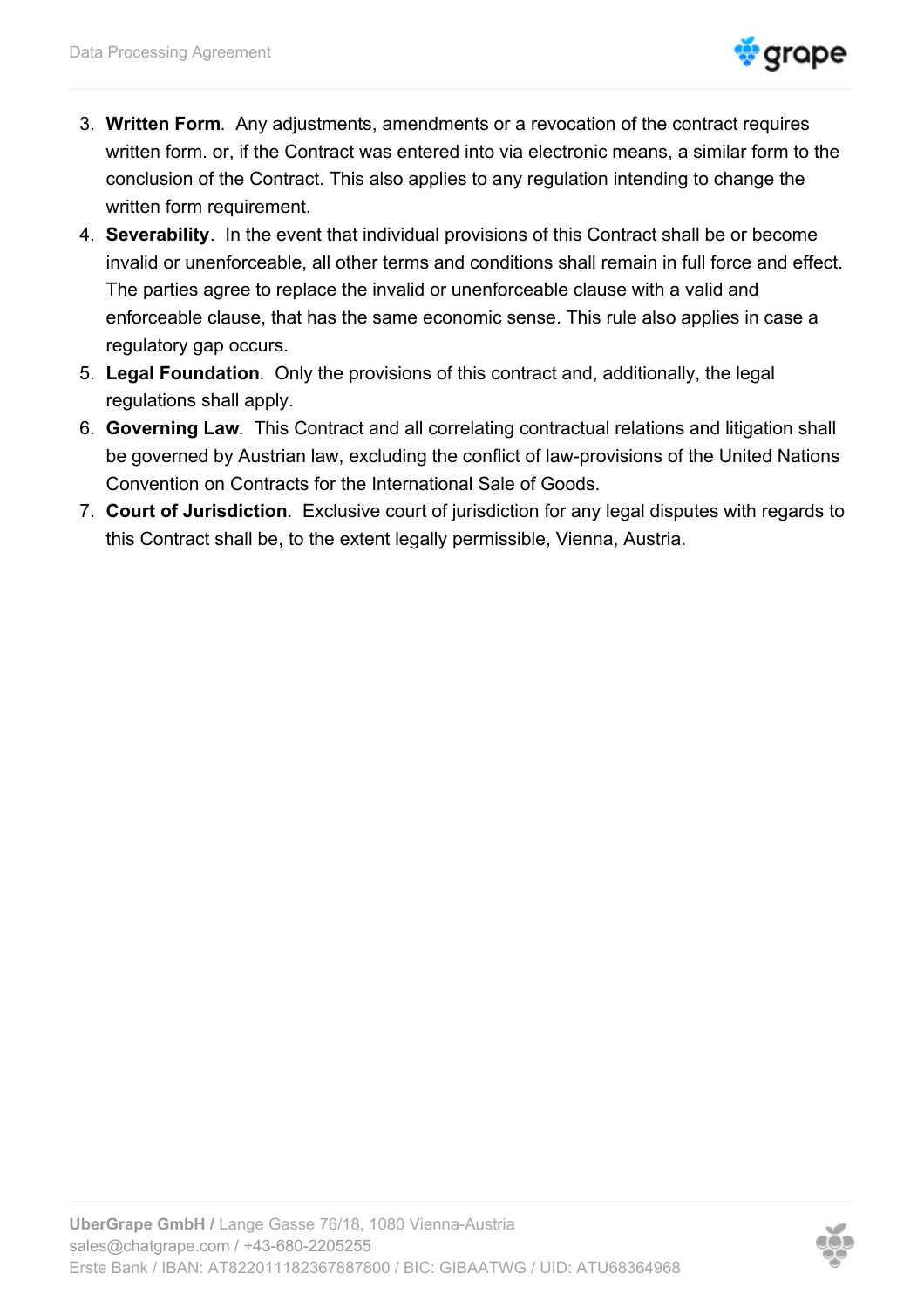3. **Written Form**. Any adjustments, amendments or a revocation of the contract requires written form. or, if the Contract was entered into via electronic means, a similar form to the conclusion of the Contract. This also applies to any regulation intending to change the written form requirement.
4. **Severability**. In the event that individual provisions of this Contract shall be or become invalid or unenforceable, all other terms and conditions shall remain in full force and effect. The parties agree to replace the invalid or unenforceable clause with a valid and enforceable clause, that has the same economic sense. This rule also applies in case a regulatory gap occurs.
5. **Legal Foundation**. Only the provisions of this contract and, additionally, the legal regulations shall apply.
6. **Governing Law**. This Contract and all correlating contractual relations and litigation shall be governed by Austrian law, excluding the conflict of law-provisions of the United Nations Convention on Contracts for the International Sale of Goods.
7. **Court of Jurisdiction**. Exclusive court of jurisdiction for any legal disputes with regards to this Contract shall be, to the extent legally permissible, Vienna, Austria.